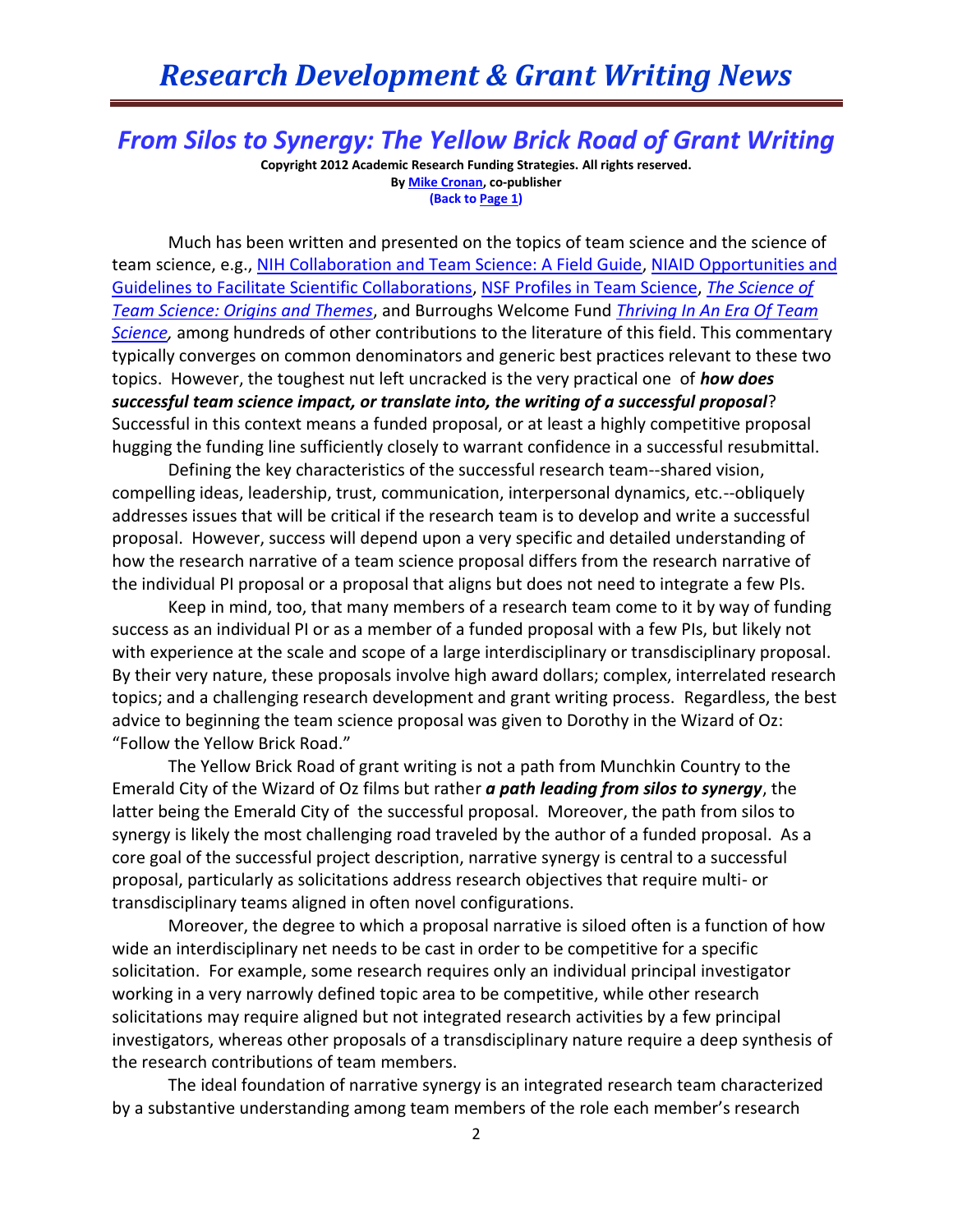# Research Development & Grant Writing News

## *From Silos to Synergy: The Yellow Brick Road of Grant Writing*

**Copyright 2012 Academic Research Funding Strategies. All rights reserved.**
**By Mike Cronan, co-publisher**
**(Back to Page 1)**

Much has been written and presented on the topics of team science and the science of team science, e.g., NIH Collaboration and Team Science: A Field Guide, NIAID Opportunities and Guidelines to Facilitate Scientific Collaborations, NSF Profiles in Team Science, *The Science of Team Science: Origins and Themes*, and Burroughs Welcome Fund *Thriving In An Era Of Team Science,* among hundreds of other contributions to the literature of this field. This commentary typically converges on common denominators and generic best practices relevant to these two topics. However, the toughest nut left uncracked is the very practical one of ***how does successful team science impact, or translate into, the writing of a successful proposal***? Successful in this context means a funded proposal, or at least a highly competitive proposal hugging the funding line sufficiently closely to warrant confidence in a successful resubmittal.

Defining the key characteristics of the successful research team--shared vision, compelling ideas, leadership, trust, communication, interpersonal dynamics, etc.--obliquely addresses issues that will be critical if the research team is to develop and write a successful proposal. However, success will depend upon a very specific and detailed understanding of how the research narrative of a team science proposal differs from the research narrative of the individual PI proposal or a proposal that aligns but does not need to integrate a few PIs.

Keep in mind, too, that many members of a research team come to it by way of funding success as an individual PI or as a member of a funded proposal with a few PIs, but likely not with experience at the scale and scope of a large interdisciplinary or transdisciplinary proposal. By their very nature, these proposals involve high award dollars; complex, interrelated research topics; and a challenging research development and grant writing process. Regardless, the best advice to beginning the team science proposal was given to Dorothy in the Wizard of Oz: "Follow the Yellow Brick Road."

The Yellow Brick Road of grant writing is not a path from Munchkin Country to the Emerald City of the Wizard of Oz films but rather ***a path leading from silos to synergy***, the latter being the Emerald City of the successful proposal. Moreover, the path from silos to synergy is likely the most challenging road traveled by the author of a funded proposal. As a core goal of the successful project description, narrative synergy is central to a successful proposal, particularly as solicitations address research objectives that require multi- or transdisciplinary teams aligned in often novel configurations.

Moreover, the degree to which a proposal narrative is siloed often is a function of how wide an interdisciplinary net needs to be cast in order to be competitive for a specific solicitation. For example, some research requires only an individual principal investigator working in a very narrowly defined topic area to be competitive, while other research solicitations may require aligned but not integrated research activities by a few principal investigators, whereas other proposals of a transdisciplinary nature require a deep synthesis of the research contributions of team members.

The ideal foundation of narrative synergy is an integrated research team characterized by a substantive understanding among team members of the role each member's research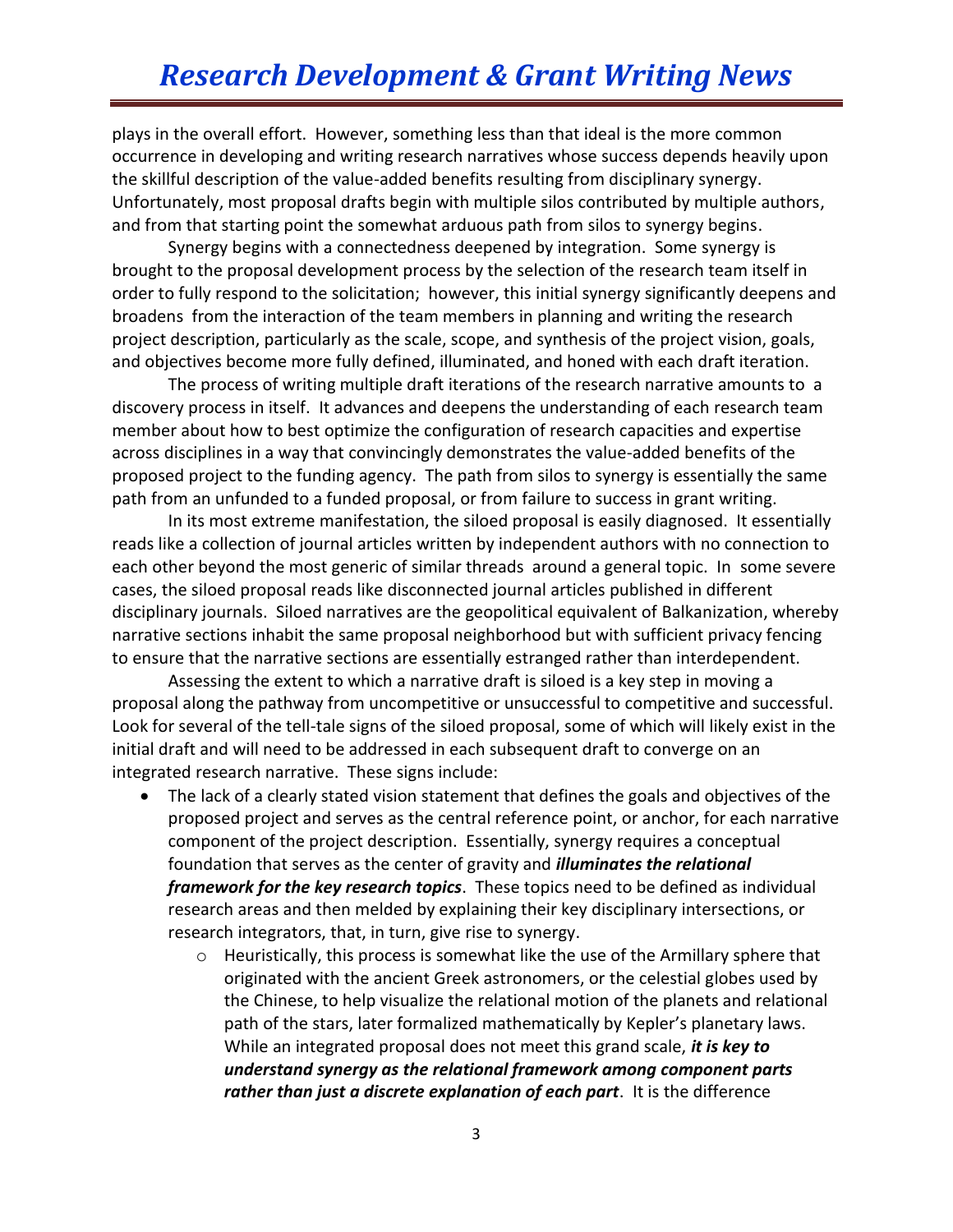plays in the overall effort. However, something less than that ideal is the more common occurrence in developing and writing research narratives whose success depends heavily upon the skillful description of the value-added benefits resulting from disciplinary synergy. Unfortunately, most proposal drafts begin with multiple silos contributed by multiple authors, and from that starting point the somewhat arduous path from silos to synergy begins.

Synergy begins with a connectedness deepened by integration. Some synergy is brought to the proposal development process by the selection of the research team itself in order to fully respond to the solicitation; however, this initial synergy significantly deepens and broadens from the interaction of the team members in planning and writing the research project description, particularly as the scale, scope, and synthesis of the project vision, goals, and objectives become more fully defined, illuminated, and honed with each draft iteration.

The process of writing multiple draft iterations of the research narrative amounts to a discovery process in itself. It advances and deepens the understanding of each research team member about how to best optimize the configuration of research capacities and expertise across disciplines in a way that convincingly demonstrates the value-added benefits of the proposed project to the funding agency. The path from silos to synergy is essentially the same path from an unfunded to a funded proposal, or from failure to success in grant writing.

In its most extreme manifestation, the siloed proposal is easily diagnosed. It essentially reads like a collection of journal articles written by independent authors with no connection to each other beyond the most generic of similar threads around a general topic. In some severe cases, the siloed proposal reads like disconnected journal articles published in different disciplinary journals. Siloed narratives are the geopolitical equivalent of Balkanization, whereby narrative sections inhabit the same proposal neighborhood but with sufficient privacy fencing to ensure that the narrative sections are essentially estranged rather than interdependent.

Assessing the extent to which a narrative draft is siloed is a key step in moving a proposal along the pathway from uncompetitive or unsuccessful to competitive and successful. Look for several of the tell-tale signs of the siloed proposal, some of which will likely exist in the initial draft and will need to be addressed in each subsequent draft to converge on an integrated research narrative. These signs include:

- The lack of a clearly stated vision statement that defines the goals and objectives of the proposed project and serves as the central reference point, or anchor, for each narrative component of the project description. Essentially, synergy requires a conceptual foundation that serves as the center of gravity and ***illuminates the relational framework for the key research topics***. These topics need to be defined as individual research areas and then melded by explaining their key disciplinary intersections, or research integrators, that, in turn, give rise to synergy.
    - Heuristically, this process is somewhat like the use of the Armillary sphere that originated with the ancient Greek astronomers, or the celestial globes used by the Chinese, to help visualize the relational motion of the planets and relational path of the stars, later formalized mathematically by Kepler's planetary laws. While an integrated proposal does not meet this grand scale, ***it is key to understand synergy as the relational framework among component parts rather than just a discrete explanation of each part***. It is the difference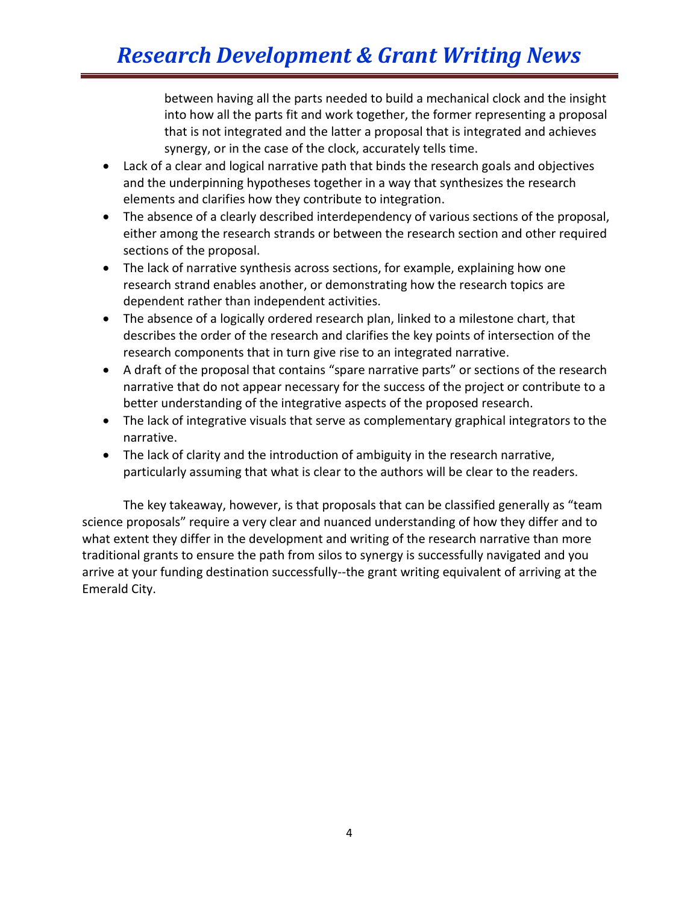between having all the parts needed to build a mechanical clock and the insight into how all the parts fit and work together, the former representing a proposal that is not integrated and the latter a proposal that is integrated and achieves synergy, or in the case of the clock, accurately tells time.

- Lack of a clear and logical narrative path that binds the research goals and objectives and the underpinning hypotheses together in a way that synthesizes the research elements and clarifies how they contribute to integration.
- The absence of a clearly described interdependency of various sections of the proposal, either among the research strands or between the research section and other required sections of the proposal.
- The lack of narrative synthesis across sections, for example, explaining how one research strand enables another, or demonstrating how the research topics are dependent rather than independent activities.
- The absence of a logically ordered research plan, linked to a milestone chart, that describes the order of the research and clarifies the key points of intersection of the research components that in turn give rise to an integrated narrative.
- A draft of the proposal that contains "spare narrative parts" or sections of the research narrative that do not appear necessary for the success of the project or contribute to a better understanding of the integrative aspects of the proposed research.
- The lack of integrative visuals that serve as complementary graphical integrators to the narrative.
- The lack of clarity and the introduction of ambiguity in the research narrative, particularly assuming that what is clear to the authors will be clear to the readers.

The key takeaway, however, is that proposals that can be classified generally as "team science proposals" require a very clear and nuanced understanding of how they differ and to what extent they differ in the development and writing of the research narrative than more traditional grants to ensure the path from silos to synergy is successfully navigated and you arrive at your funding destination successfully--the grant writing equivalent of arriving at the Emerald City.